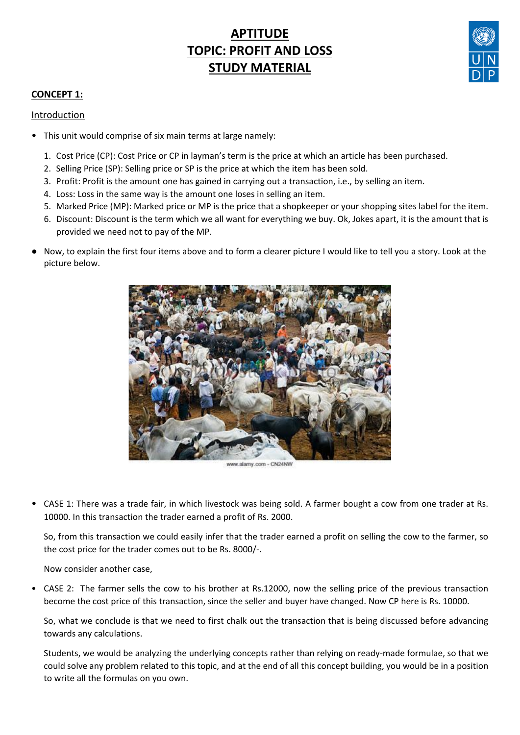# APTITUDE
# TOPIC: PROFIT AND LOSS
# STUDY MATERIAL

## CONCEPT 1:

### Introduction

- This unit would comprise of six main terms at large namely:

1. Cost Price (CP): Cost Price or CP in layman's term is the price at which an article has been purchased.
2. Selling Price (SP): Selling price or SP is the price at which the item has been sold.
3. Profit: Profit is the amount one has gained in carrying out a transaction, i.e., by selling an item.
4. Loss: Loss in the same way is the amount one loses in selling an item.
5. Marked Price (MP): Marked price or MP is the price that a shopkeeper or your shopping sites label for the item.
6. Discount: Discount is the term which we all want for everything we buy. Ok, Jokes apart, it is the amount that is provided we need not to pay of the MP.

- Now, to explain the first four items above and to form a clearer picture I would like to tell you a story. Look at the picture below.

www.alamy.com - CN24NW

- CASE 1: There was a trade fair, in which livestock was being sold. A farmer bought a cow from one trader at Rs. 10000. In this transaction the trader earned a profit of Rs. 2000.

  So, from this transaction we could easily infer that the trader earned a profit on selling the cow to the farmer, so the cost price for the trader comes out to be Rs. 8000/-.

  Now consider another case,

- CASE 2: The farmer sells the cow to his brother at Rs.12000, now the selling price of the previous transaction become the cost price of this transaction, since the seller and buyer have changed. Now CP here is Rs. 10000.

  So, what we conclude is that we need to first chalk out the transaction that is being discussed before advancing towards any calculations.

  Students, we would be analyzing the underlying concepts rather than relying on ready-made formulae, so that we could solve any problem related to this topic, and at the end of all this concept building, you would be in a position to write all the formulas on you own.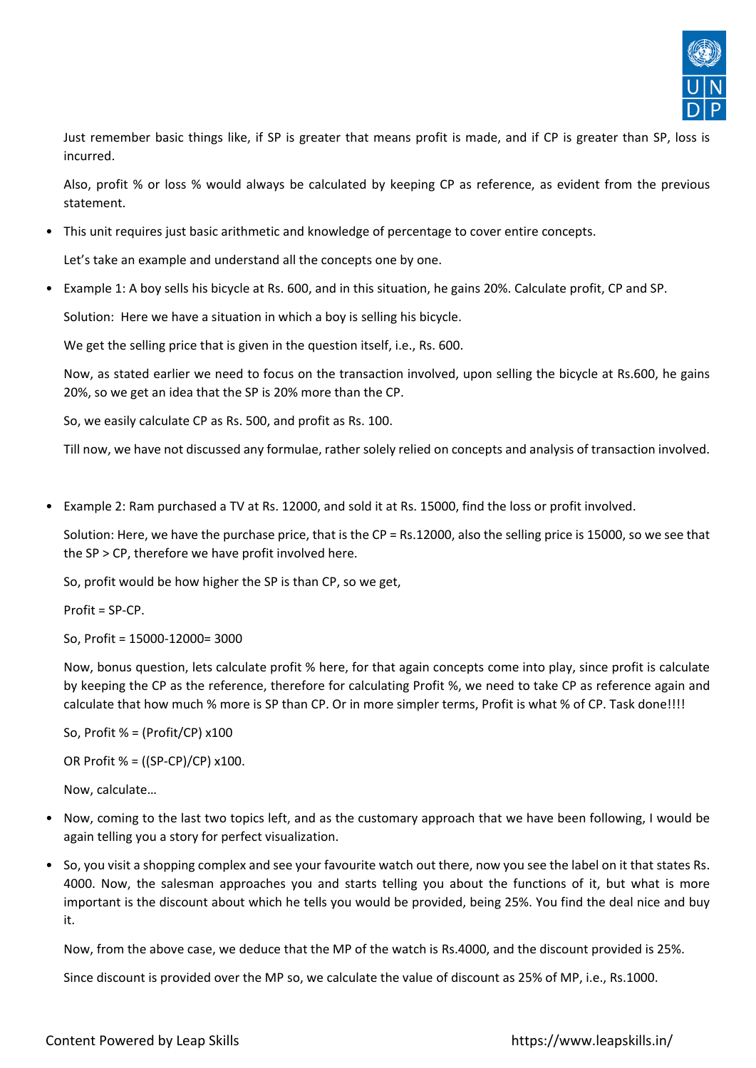Just remember basic things like, if SP is greater that means profit is made, and if CP is greater than SP, loss is incurred.

Also, profit % or loss % would always be calculated by keeping CP as reference, as evident from the previous statement.

- This unit requires just basic arithmetic and knowledge of percentage to cover entire concepts.

  Let's take an example and understand all the concepts one by one.

- Example 1: A boy sells his bicycle at Rs. 600, and in this situation, he gains 20%. Calculate profit, CP and SP.

  Solution: Here we have a situation in which a boy is selling his bicycle.

  We get the selling price that is given in the question itself, i.e., Rs. 600.

  Now, as stated earlier we need to focus on the transaction involved, upon selling the bicycle at Rs.600, he gains 20%, so we get an idea that the SP is 20% more than the CP.

  So, we easily calculate CP as Rs. 500, and profit as Rs. 100.

  Till now, we have not discussed any formulae, rather solely relied on concepts and analysis of transaction involved.

- Example 2: Ram purchased a TV at Rs. 12000, and sold it at Rs. 15000, find the loss or profit involved.

  Solution: Here, we have the purchase price, that is the CP = Rs.12000, also the selling price is 15000, so we see that the SP > CP, therefore we have profit involved here.

  So, profit would be how higher the SP is than CP, so we get,

  Profit = SP-CP.

  So, Profit = 15000-12000= 3000

  Now, bonus question, lets calculate profit % here, for that again concepts come into play, since profit is calculate by keeping the CP as the reference, therefore for calculating Profit %, we need to take CP as reference again and calculate that how much % more is SP than CP. Or in more simpler terms, Profit is what % of CP. Task done!!!!

  So, Profit % = (Profit/CP) x100

  OR Profit % = ((SP-CP)/CP) x100.

  Now, calculate…

- Now, coming to the last two topics left, and as the customary approach that we have been following, I would be again telling you a story for perfect visualization.

- So, you visit a shopping complex and see your favourite watch out there, now you see the label on it that states Rs. 4000. Now, the salesman approaches you and starts telling you about the functions of it, but what is more important is the discount about which he tells you would be provided, being 25%. You find the deal nice and buy it.

  Now, from the above case, we deduce that the MP of the watch is Rs.4000, and the discount provided is 25%.

  Since discount is provided over the MP so, we calculate the value of discount as 25% of MP, i.e., Rs.1000.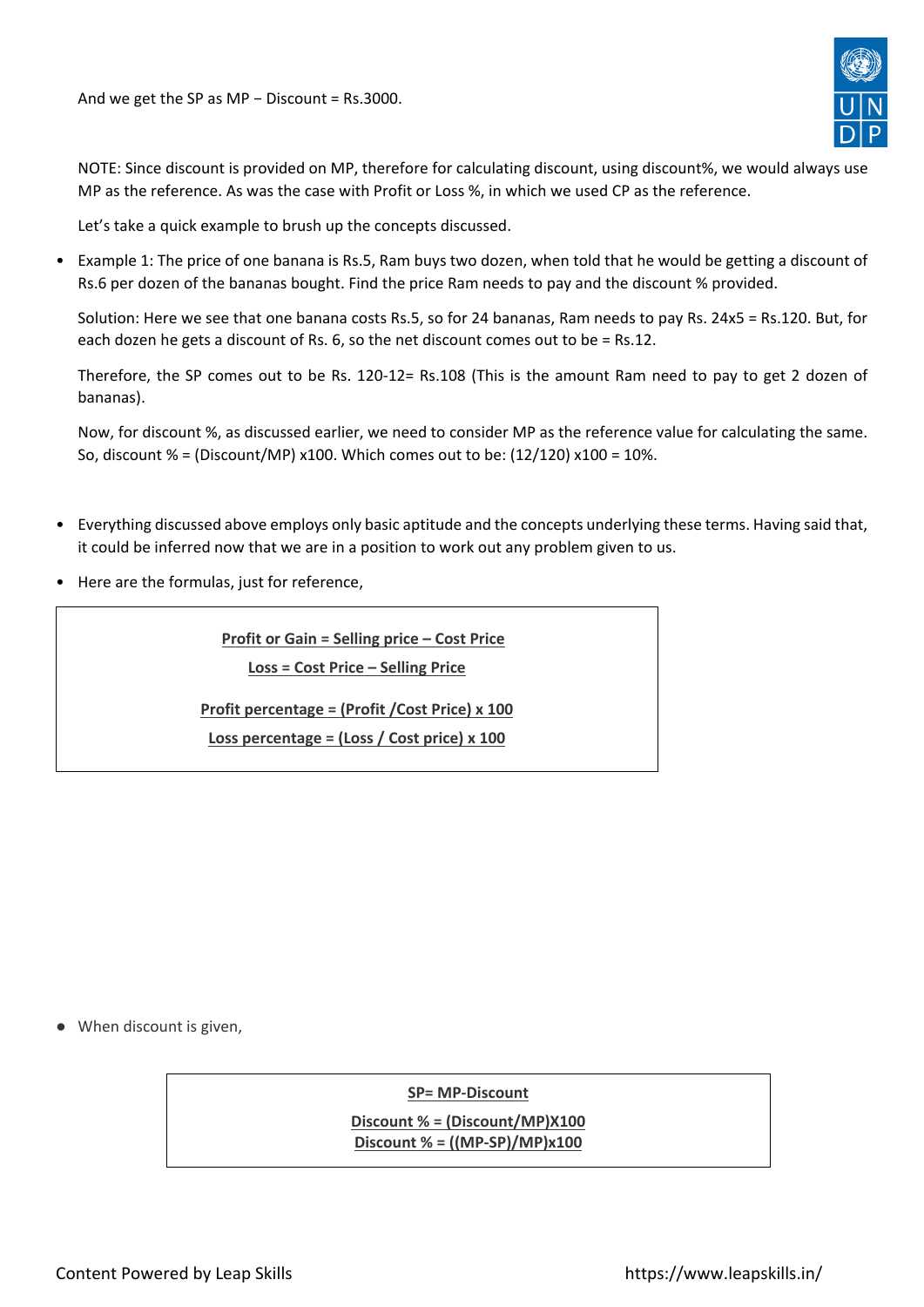And we get the SP as MP − Discount = Rs.3000.

NOTE: Since discount is provided on MP, therefore for calculating discount, using discount%, we would always use MP as the reference. As was the case with Profit or Loss %, in which we used CP as the reference.

Let's take a quick example to brush up the concepts discussed.

- Example 1: The price of one banana is Rs.5, Ram buys two dozen, when told that he would be getting a discount of Rs.6 per dozen of the bananas bought. Find the price Ram needs to pay and the discount % provided.

  Solution: Here we see that one banana costs Rs.5, so for 24 bananas, Ram needs to pay Rs. 24x5 = Rs.120. But, for each dozen he gets a discount of Rs. 6, so the net discount comes out to be = Rs.12.

  Therefore, the SP comes out to be Rs. 120-12= Rs.108 (This is the amount Ram need to pay to get 2 dozen of bananas).

  Now, for discount %, as discussed earlier, we need to consider MP as the reference value for calculating the same. So, discount % = (Discount/MP) x100. Which comes out to be: (12/120) x100 = 10%.

- Everything discussed above employs only basic aptitude and the concepts underlying these terms. Having said that, it could be inferred now that we are in a position to work out any problem given to us.
- Here are the formulas, just for reference,

> **Profit or Gain = Selling price – Cost Price**
>
> **Loss = Cost Price – Selling Price**
>
> **Profit percentage = (Profit /Cost Price) x 100**
>
> **Loss percentage = (Loss / Cost price) x 100**

- When discount is given,

> **SP= MP-Discount**
>
> **Discount % = (Discount/MP)X100**
>
> **Discount % = ((MP-SP)/MP)x100**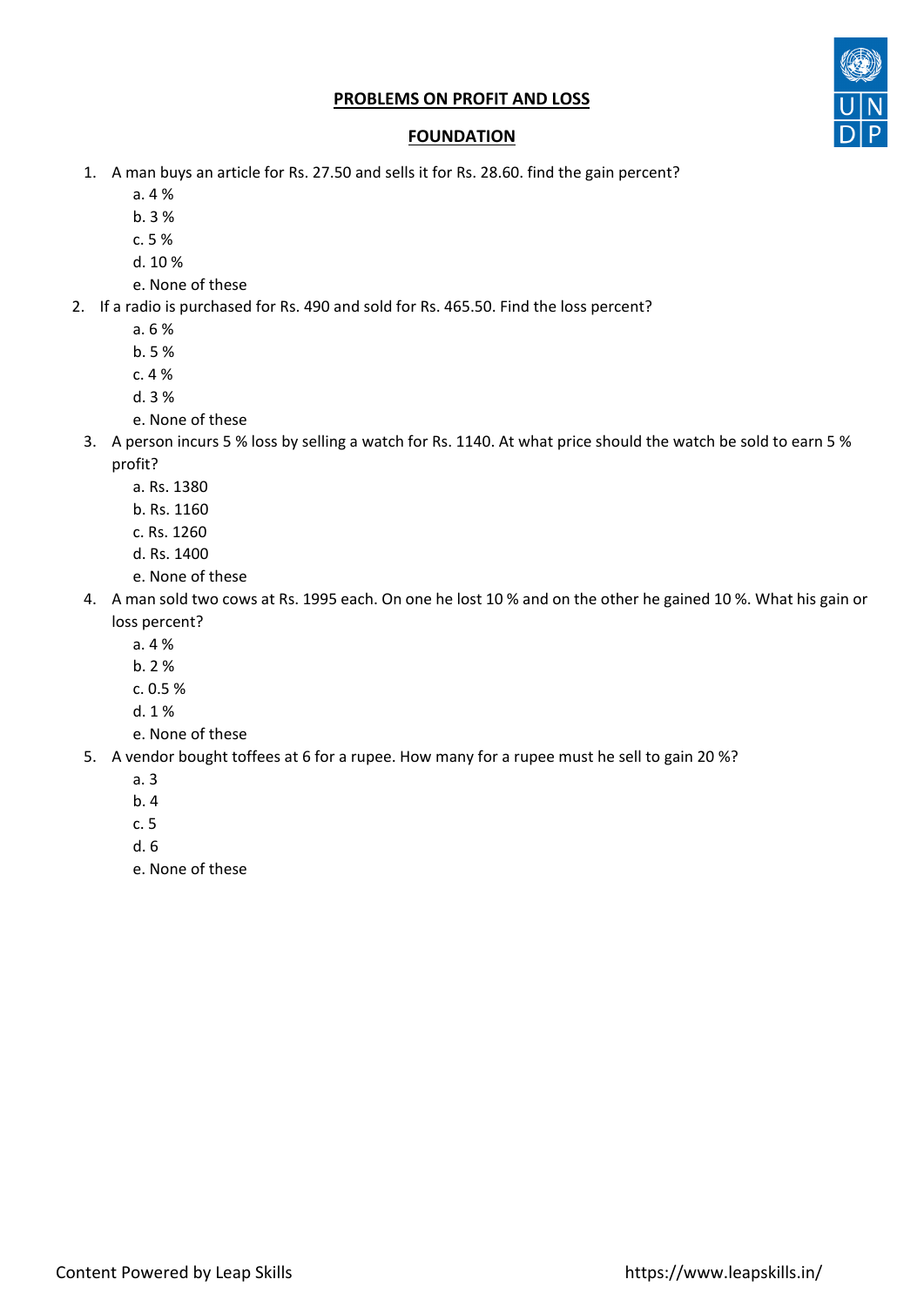## PROBLEMS ON PROFIT AND LOSS

## FOUNDATION

1. A man buys an article for Rs. 27.50 and sells it for Rs. 28.60. find the gain percent?
   a. 4 %
   b. 3 %
   c. 5 %
   d. 10 %
   e. None of these
2. If a radio is purchased for Rs. 490 and sold for Rs. 465.50. Find the loss percent?
   a. 6 %
   b. 5 %
   c. 4 %
   d. 3 %
   e. None of these
3. A person incurs 5 % loss by selling a watch for Rs. 1140. At what price should the watch be sold to earn 5 % profit?
   a. Rs. 1380
   b. Rs. 1160
   c. Rs. 1260
   d. Rs. 1400
   e. None of these
4. A man sold two cows at Rs. 1995 each. On one he lost 10 % and on the other he gained 10 %. What his gain or loss percent?
   a. 4 %
   b. 2 %
   c. 0.5 %
   d. 1 %
   e. None of these
5. A vendor bought toffees at 6 for a rupee. How many for a rupee must he sell to gain 20 %?
   a. 3
   b. 4
   c. 5
   d. 6
   e. None of these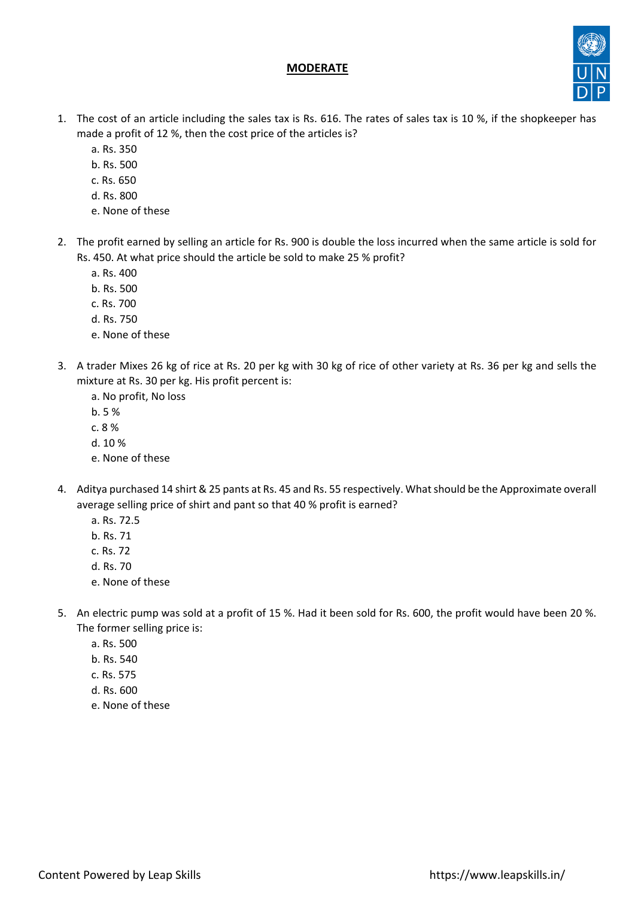**MODERATE**

1. The cost of an article including the sales tax is Rs. 616. The rates of sales tax is 10 %, if the shopkeeper has made a profit of 12 %, then the cost price of the articles is?
   a. Rs. 350
   b. Rs. 500
   c. Rs. 650
   d. Rs. 800
   e. None of these

2. The profit earned by selling an article for Rs. 900 is double the loss incurred when the same article is sold for Rs. 450. At what price should the article be sold to make 25 % profit?
   a. Rs. 400
   b. Rs. 500
   c. Rs. 700
   d. Rs. 750
   e. None of these

3. A trader Mixes 26 kg of rice at Rs. 20 per kg with 30 kg of rice of other variety at Rs. 36 per kg and sells the mixture at Rs. 30 per kg. His profit percent is:
   a. No profit, No loss
   b. 5 %
   c. 8 %
   d. 10 %
   e. None of these

4. Aditya purchased 14 shirt & 25 pants at Rs. 45 and Rs. 55 respectively. What should be the Approximate overall average selling price of shirt and pant so that 40 % profit is earned?
   a. Rs. 72.5
   b. Rs. 71
   c. Rs. 72
   d. Rs. 70
   e. None of these

5. An electric pump was sold at a profit of 15 %. Had it been sold for Rs. 600, the profit would have been 20 %. The former selling price is:
   a. Rs. 500
   b. Rs. 540
   c. Rs. 575
   d. Rs. 600
   e. None of these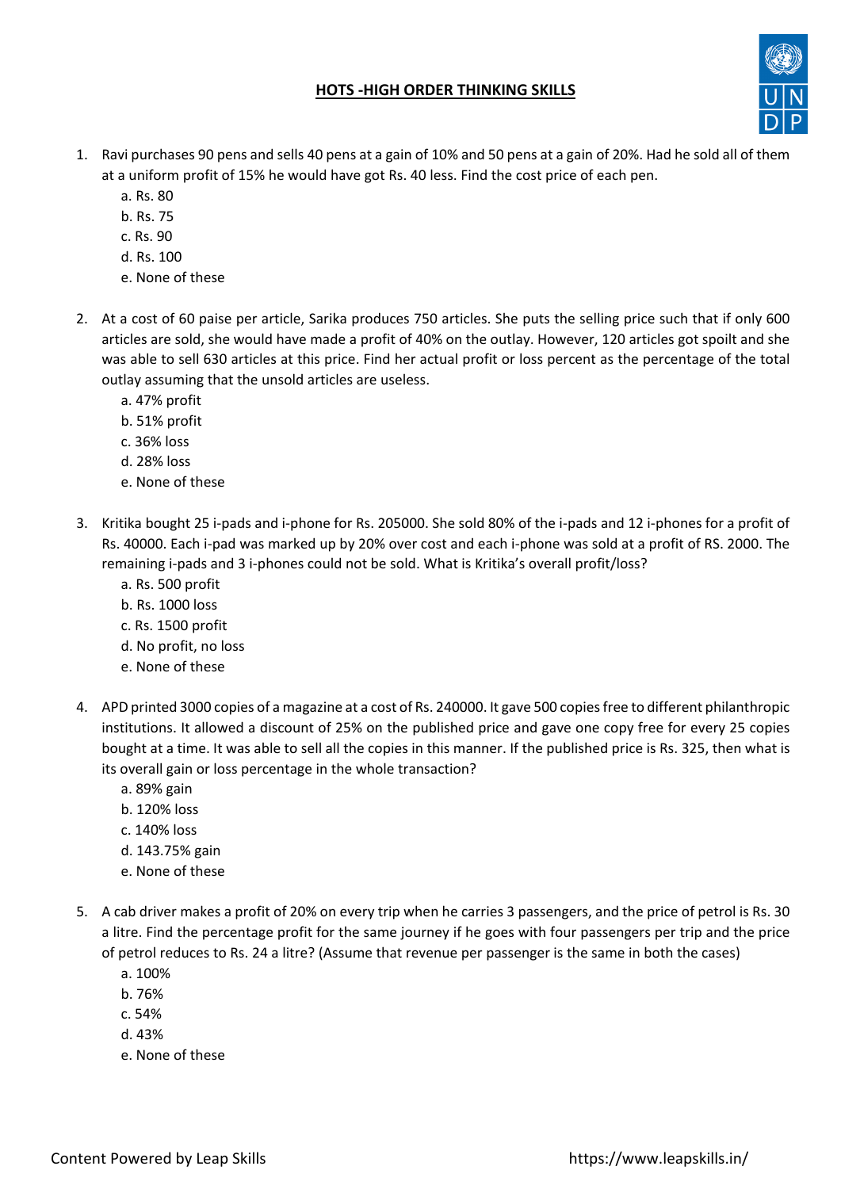**HOTS -HIGH ORDER THINKING SKILLS**

1. Ravi purchases 90 pens and sells 40 pens at a gain of 10% and 50 pens at a gain of 20%. Had he sold all of them at a uniform profit of 15% he would have got Rs. 40 less. Find the cost price of each pen.
   a. Rs. 80
   b. Rs. 75
   c. Rs. 90
   d. Rs. 100
   e. None of these

2. At a cost of 60 paise per article, Sarika produces 750 articles. She puts the selling price such that if only 600 articles are sold, she would have made a profit of 40% on the outlay. However, 120 articles got spoilt and she was able to sell 630 articles at this price. Find her actual profit or loss percent as the percentage of the total outlay assuming that the unsold articles are useless.
   a. 47% profit
   b. 51% profit
   c. 36% loss
   d. 28% loss
   e. None of these

3. Kritika bought 25 i-pads and i-phone for Rs. 205000. She sold 80% of the i-pads and 12 i-phones for a profit of Rs. 40000. Each i-pad was marked up by 20% over cost and each i-phone was sold at a profit of RS. 2000. The remaining i-pads and 3 i-phones could not be sold. What is Kritika's overall profit/loss?
   a. Rs. 500 profit
   b. Rs. 1000 loss
   c. Rs. 1500 profit
   d. No profit, no loss
   e. None of these

4. APD printed 3000 copies of a magazine at a cost of Rs. 240000. It gave 500 copies free to different philanthropic institutions. It allowed a discount of 25% on the published price and gave one copy free for every 25 copies bought at a time. It was able to sell all the copies in this manner. If the published price is Rs. 325, then what is its overall gain or loss percentage in the whole transaction?
   a. 89% gain
   b. 120% loss
   c. 140% loss
   d. 143.75% gain
   e. None of these

5. A cab driver makes a profit of 20% on every trip when he carries 3 passengers, and the price of petrol is Rs. 30 a litre. Find the percentage profit for the same journey if he goes with four passengers per trip and the price of petrol reduces to Rs. 24 a litre? (Assume that revenue per passenger is the same in both the cases)
   a. 100%
   b. 76%
   c. 54%
   d. 43%
   e. None of these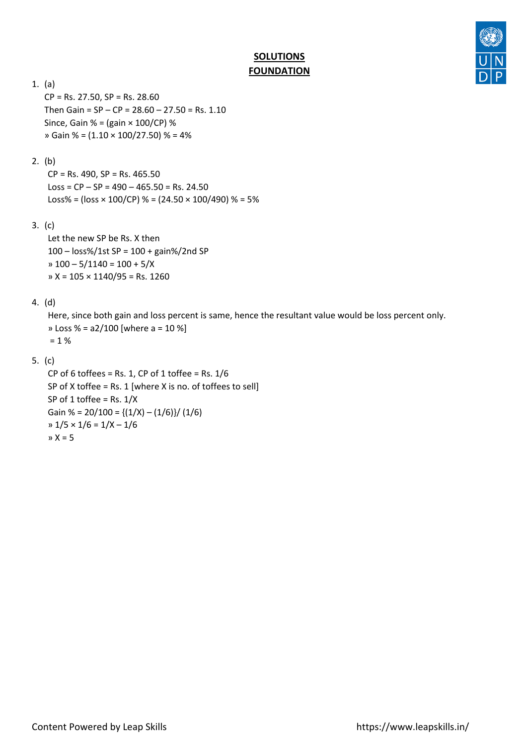**SOLUTIONS**

**FOUNDATION**

1. (a)

   CP = Rs. 27.50, SP = Rs. 28.60

   Then Gain = SP – CP = 28.60 – 27.50 = Rs. 1.10

   Since, Gain % = (gain × 100/CP) %

   » Gain % = (1.10 × 100/27.50) % = 4%

2. (b)

   CP = Rs. 490, SP = Rs. 465.50

   Loss = CP – SP = 490 – 465.50 = Rs. 24.50

   Loss% = (loss × 100/CP) % = (24.50 × 100/490) % = 5%

3. (c)

   Let the new SP be Rs. X then

   100 – loss%/1st SP = 100 + gain%/2nd SP

   » 100 – 5/1140 = 100 + 5/X

   » X = 105 × 1140/95 = Rs. 1260

4. (d)

   Here, since both gain and loss percent is same, hence the resultant value would be loss percent only.

   » Loss % = a2/100 [where a = 10 %]

   = 1 %

5. (c)

   CP of 6 toffees = Rs. 1, CP of 1 toffee = Rs. 1/6

   SP of X toffee = Rs. 1 [where X is no. of toffees to sell]

   SP of 1 toffee = Rs. 1/X

   Gain % = 20/100 = {(1/X) – (1/6)}/ (1/6)

   » 1/5 × 1/6 = 1/X – 1/6

   » X = 5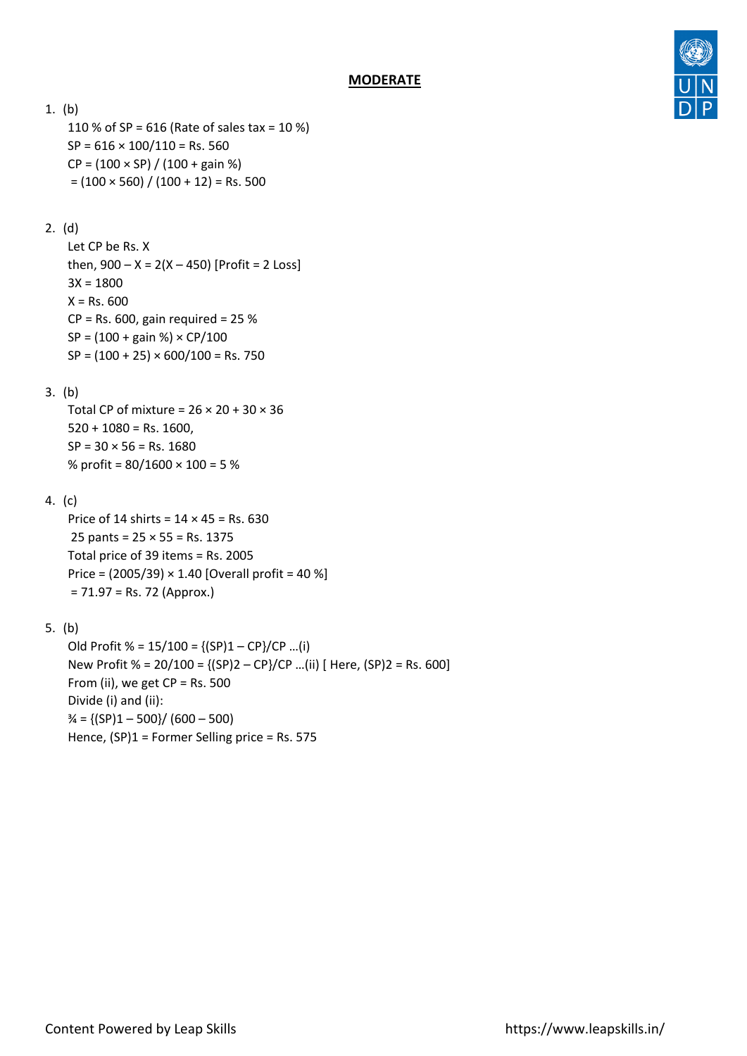## MODERATE

1. (b)
   110 % of SP = 616 (Rate of sales tax = 10 %)
   SP = 616 × 100/110 = Rs. 560
   CP = (100 × SP) / (100 + gain %)
   = (100 × 560) / (100 + 12) = Rs. 500

2. (d)
   Let CP be Rs. X
   then, 900 – X = 2(X – 450) [Profit = 2 Loss]
   3X = 1800
   X = Rs. 600
   CP = Rs. 600, gain required = 25 %
   SP = (100 + gain %) × CP/100
   SP = (100 + 25) × 600/100 = Rs. 750

3. (b)
   Total CP of mixture = 26 × 20 + 30 × 36
   520 + 1080 = Rs. 1600,
   SP = 30 × 56 = Rs. 1680
   % profit = 80/1600 × 100 = 5 %

4. (c)
   Price of 14 shirts = 14 × 45 = Rs. 630
   25 pants = 25 × 55 = Rs. 1375
   Total price of 39 items = Rs. 2005
   Price = (2005/39) × 1.40 [Overall profit = 40 %]
   = 71.97 = Rs. 72 (Approx.)

5. (b)
   Old Profit % = 15/100 = {(SP)1 – CP}/CP …(i)
   New Profit % = 20/100 = {(SP)2 – CP}/CP …(ii) [ Here, (SP)2 = Rs. 600]
   From (ii), we get CP = Rs. 500
   Divide (i) and (ii):
   ¾ = {(SP)1 – 500}/ (600 – 500)
   Hence, (SP)1 = Former Selling price = Rs. 575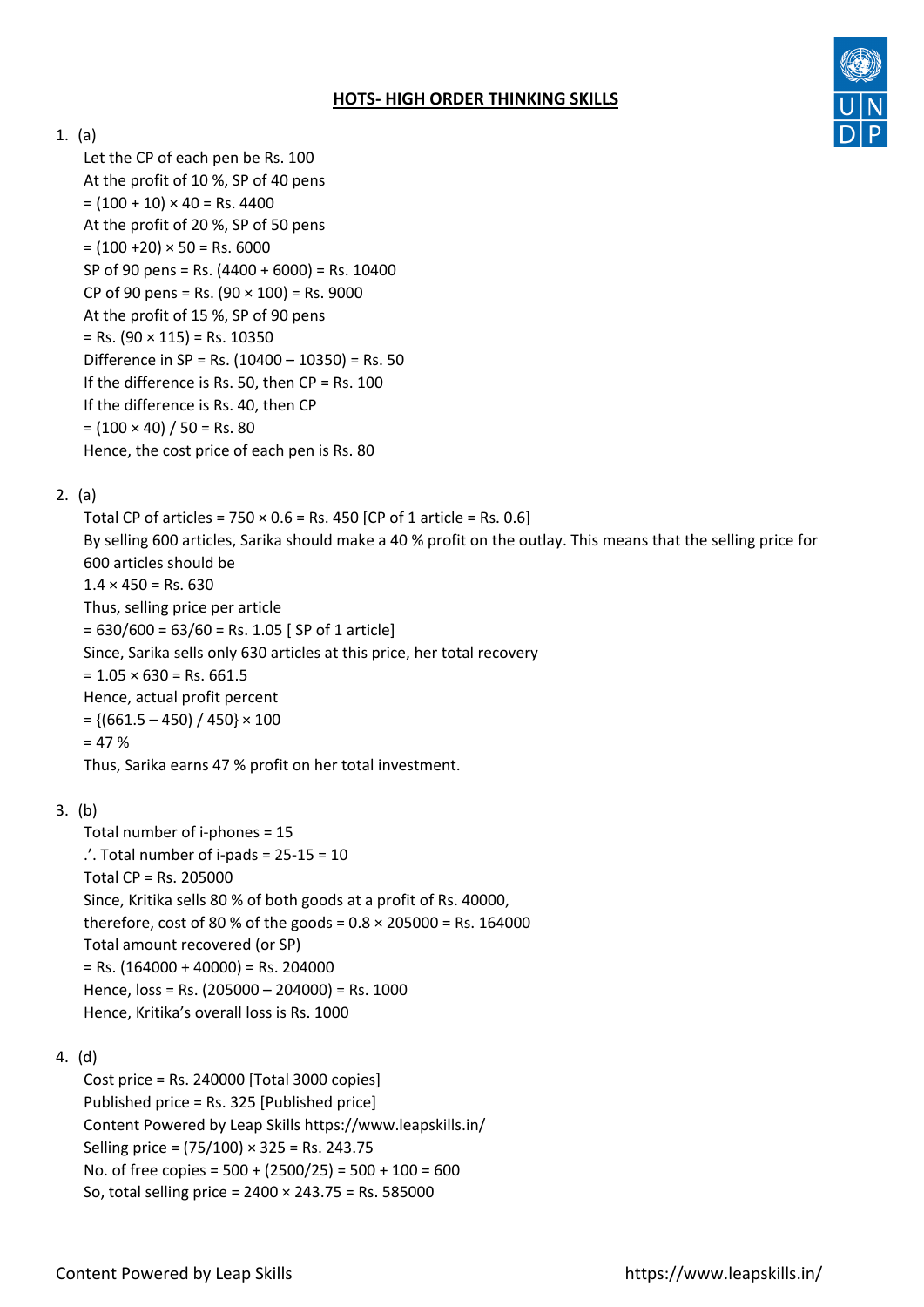## HOTS- HIGH ORDER THINKING SKILLS

1. (a)

   Let the CP of each pen be Rs. 100
   At the profit of 10 %, SP of 40 pens
   = (100 + 10) × 40 = Rs. 4400
   At the profit of 20 %, SP of 50 pens
   = (100 +20) × 50 = Rs. 6000
   SP of 90 pens = Rs. (4400 + 6000) = Rs. 10400
   CP of 90 pens = Rs. (90 × 100) = Rs. 9000
   At the profit of 15 %, SP of 90 pens
   = Rs. (90 × 115) = Rs. 10350
   Difference in SP = Rs. (10400 – 10350) = Rs. 50
   If the difference is Rs. 50, then CP = Rs. 100
   If the difference is Rs. 40, then CP
   = (100 × 40) / 50 = Rs. 80
   Hence, the cost price of each pen is Rs. 80

2. (a)

   Total CP of articles = 750 × 0.6 = Rs. 450 [CP of 1 article = Rs. 0.6]
   By selling 600 articles, Sarika should make a 40 % profit on the outlay. This means that the selling price for 600 articles should be
   1.4 × 450 = Rs. 630
   Thus, selling price per article
   = 630/600 = 63/60 = Rs. 1.05 [ SP of 1 article]
   Since, Sarika sells only 630 articles at this price, her total recovery
   = 1.05 × 630 = Rs. 661.5
   Hence, actual profit percent
   = {(661.5 – 450) / 450} × 100
   = 47 %
   Thus, Sarika earns 47 % profit on her total investment.

3. (b)

   Total number of i-phones = 15
   .'. Total number of i-pads = 25-15 = 10
   Total CP = Rs. 205000
   Since, Kritika sells 80 % of both goods at a profit of Rs. 40000,
   therefore, cost of 80 % of the goods = 0.8 × 205000 = Rs. 164000
   Total amount recovered (or SP)
   = Rs. (164000 + 40000) = Rs. 204000
   Hence, loss = Rs. (205000 – 204000) = Rs. 1000
   Hence, Kritika's overall loss is Rs. 1000

4. (d)

   Cost price = Rs. 240000 [Total 3000 copies]
   Published price = Rs. 325 [Published price]
   Content Powered by Leap Skills https://www.leapskills.in/
   Selling price = (75/100) × 325 = Rs. 243.75
   No. of free copies = 500 + (2500/25) = 500 + 100 = 600
   So, total selling price = 2400 × 243.75 = Rs. 585000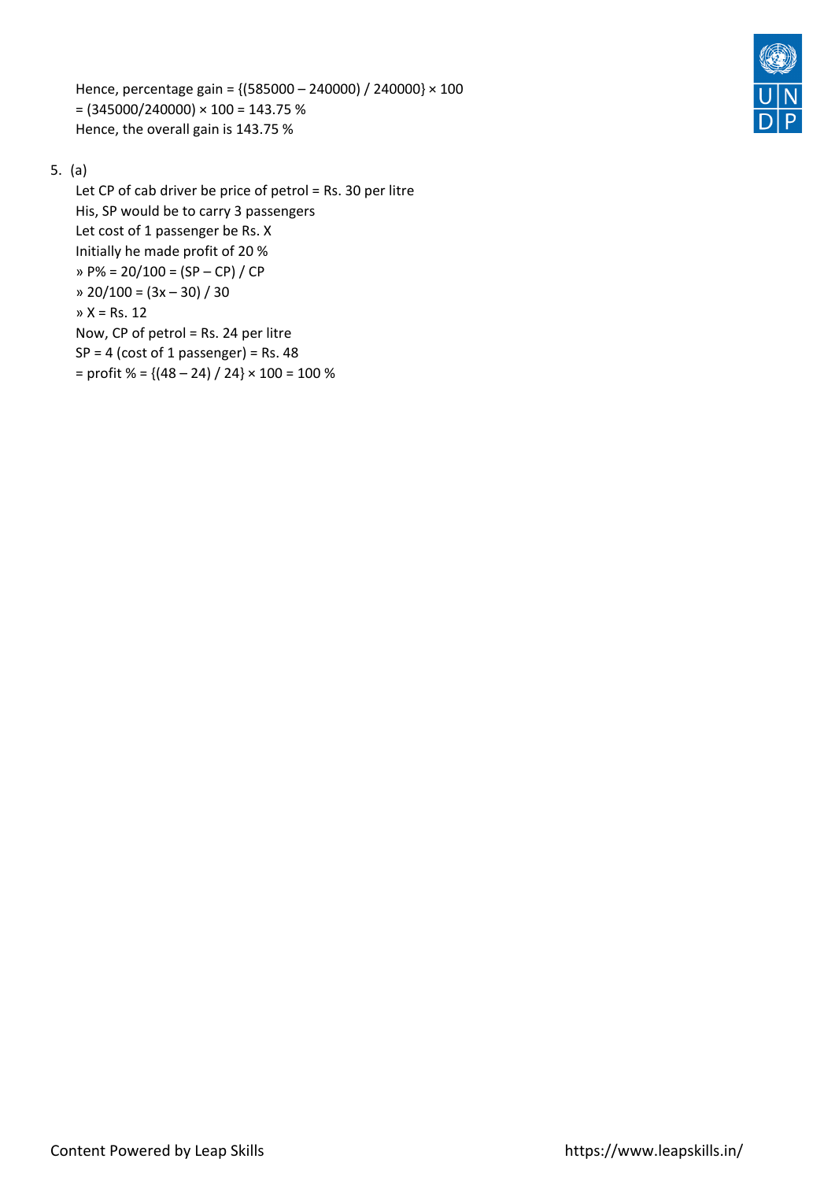Hence, percentage gain = {(585000 – 240000) / 240000} × 100
= (345000/240000) × 100 = 143.75 %
Hence, the overall gain is 143.75 %

5. (a)

Let CP of cab driver be price of petrol = Rs. 30 per litre
His, SP would be to carry 3 passengers
Let cost of 1 passenger be Rs. X
Initially he made profit of 20 %
» P% = 20/100 = (SP – CP) / CP
» 20/100 = (3x – 30) / 30
» X = Rs. 12
Now, CP of petrol = Rs. 24 per litre
SP = 4 (cost of 1 passenger) = Rs. 48
= profit % = {(48 – 24) / 24} × 100 = 100 %